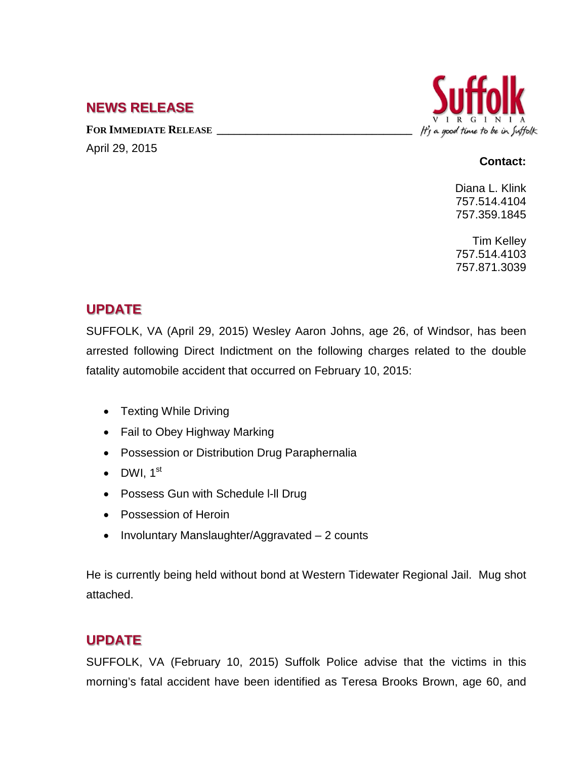## NEWS RELEASE

**FOR IMMEDIATE RELEASE**

April 29, 2015

**Contact:**

Diana L. Klink
757.514.4104
757.359.1845

Tim Kelley
757.514.4103
757.871.3039

## UPDATE

SUFFOLK, VA (April 29, 2015) Wesley Aaron Johns, age 26, of Windsor, has been arrested following Direct Indictment on the following charges related to the double fatality automobile accident that occurred on February 10, 2015:

- Texting While Driving
- Fail to Obey Highway Marking
- Possession or Distribution Drug Paraphernalia
- DWI, 1st
- Possess Gun with Schedule l-ll Drug
- Possession of Heroin
- Involuntary Manslaughter/Aggravated – 2 counts

He is currently being held without bond at Western Tidewater Regional Jail. Mug shot attached.

## UPDATE

SUFFOLK, VA (February 10, 2015) Suffolk Police advise that the victims in this morning's fatal accident have been identified as Teresa Brooks Brown, age 60, and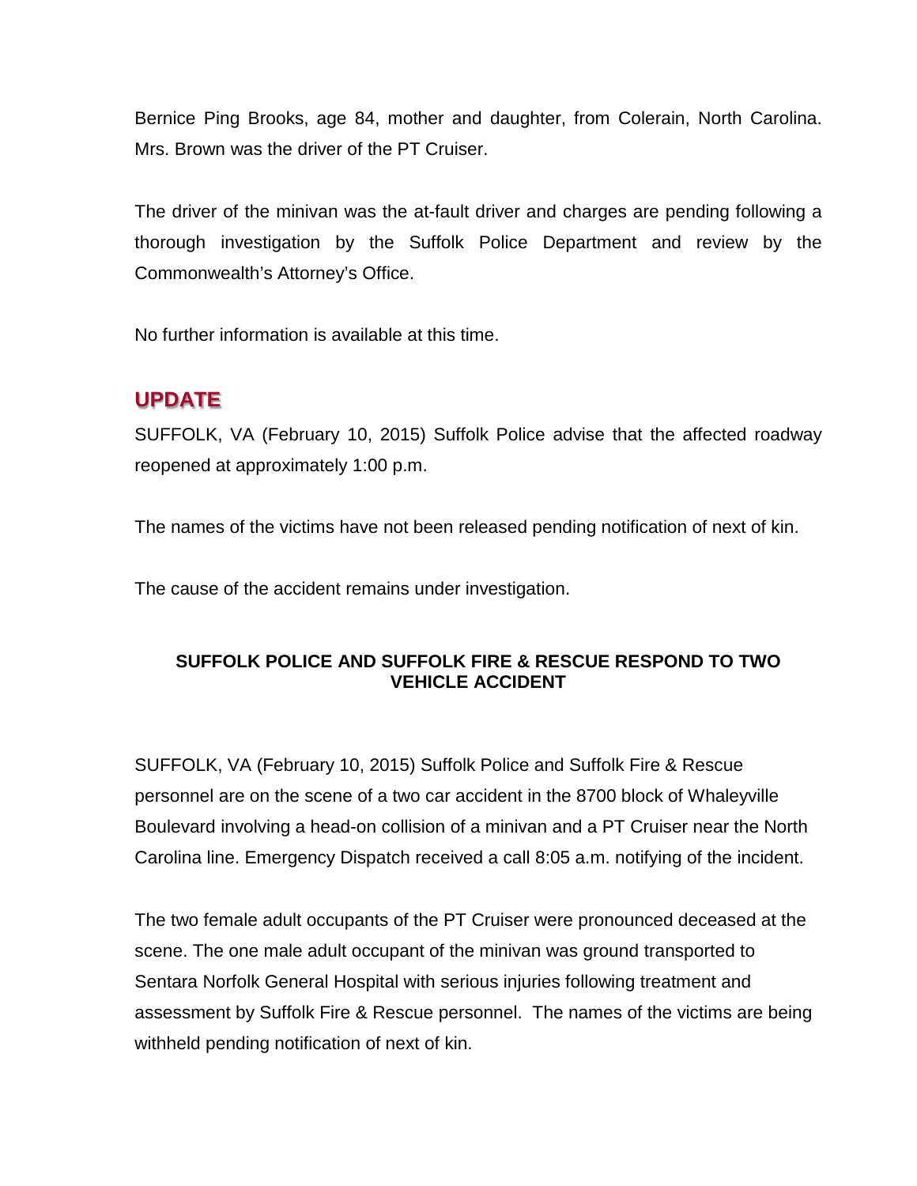Bernice Ping Brooks, age 84, mother and daughter, from Colerain, North Carolina. Mrs. Brown was the driver of the PT Cruiser.

The driver of the minivan was the at-fault driver and charges are pending following a thorough investigation by the Suffolk Police Department and review by the Commonwealth's Attorney's Office.

No further information is available at this time.

## UPDATE

SUFFOLK, VA (February 10, 2015) Suffolk Police advise that the affected roadway reopened at approximately 1:00 p.m.

The names of the victims have not been released pending notification of next of kin.

The cause of the accident remains under investigation.

### SUFFOLK POLICE AND SUFFOLK FIRE & RESCUE RESPOND TO TWO VEHICLE ACCIDENT

SUFFOLK, VA (February 10, 2015) Suffolk Police and Suffolk Fire & Rescue personnel are on the scene of a two car accident in the 8700 block of Whaleyville Boulevard involving a head-on collision of a minivan and a PT Cruiser near the North Carolina line. Emergency Dispatch received a call 8:05 a.m. notifying of the incident.

The two female adult occupants of the PT Cruiser were pronounced deceased at the scene. The one male adult occupant of the minivan was ground transported to Sentara Norfolk General Hospital with serious injuries following treatment and assessment by Suffolk Fire & Rescue personnel. The names of the victims are being withheld pending notification of next of kin.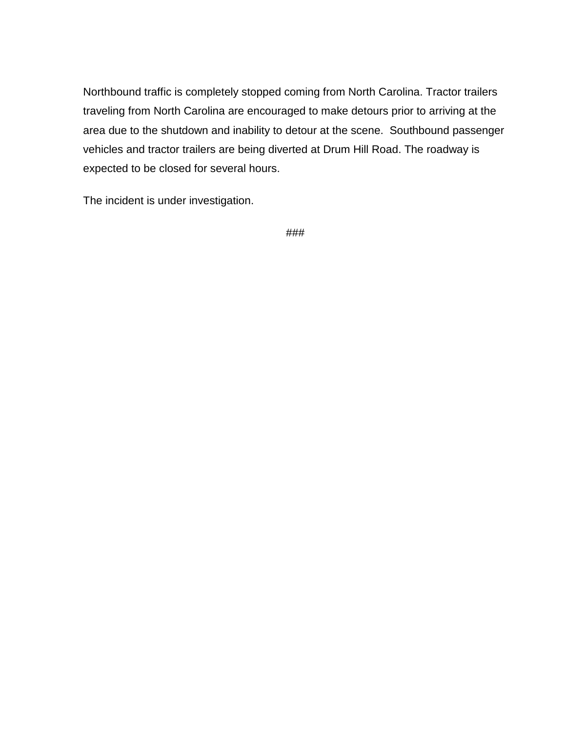Northbound traffic is completely stopped coming from North Carolina. Tractor trailers traveling from North Carolina are encouraged to make detours prior to arriving at the area due to the shutdown and inability to detour at the scene. Southbound passenger vehicles and tractor trailers are being diverted at Drum Hill Road. The roadway is expected to be closed for several hours.

The incident is under investigation.

###